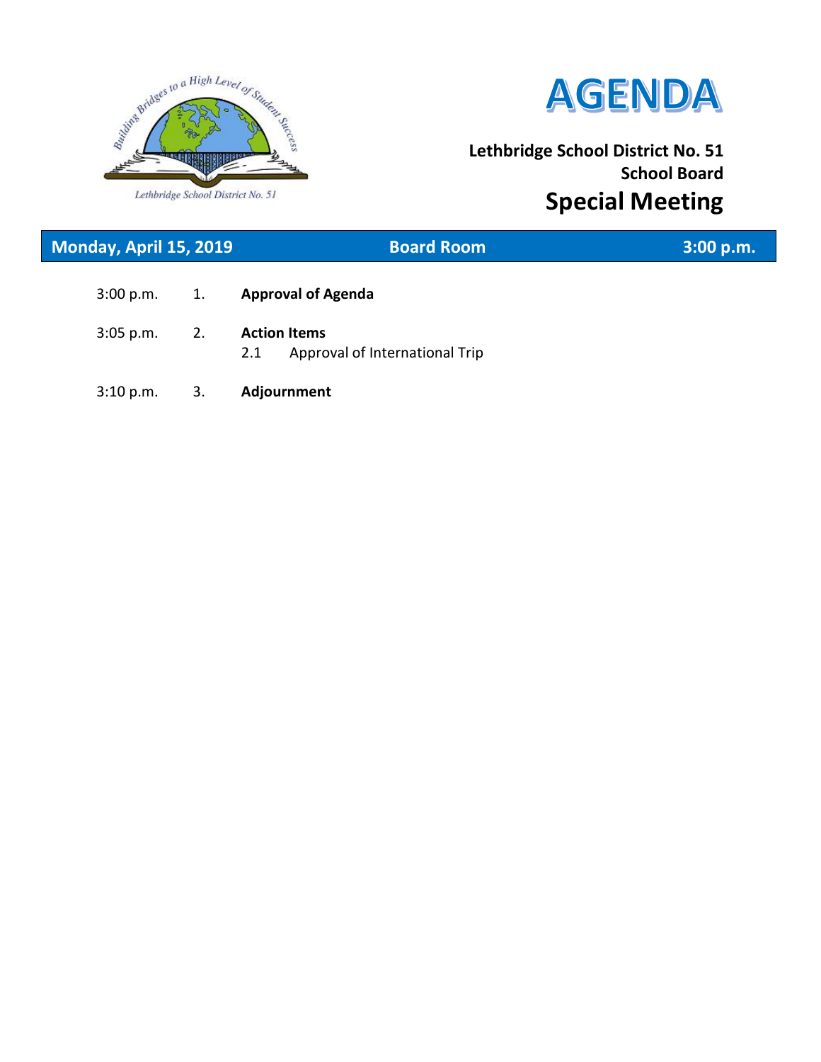# AGENDA

**Lethbridge School District No. 51**
**School Board**

## Special Meeting

**Monday, April 15, 2019** | **Board Room** | **3:00 p.m.**

| | | |
|---|---|---|
| 3:00 p.m. | 1. | **Approval of Agenda** |
| 3:05 p.m. | 2. | **Action Items** |
| | | 2.1 Approval of International Trip |
| 3:10 p.m. | 3. | **Adjournment** |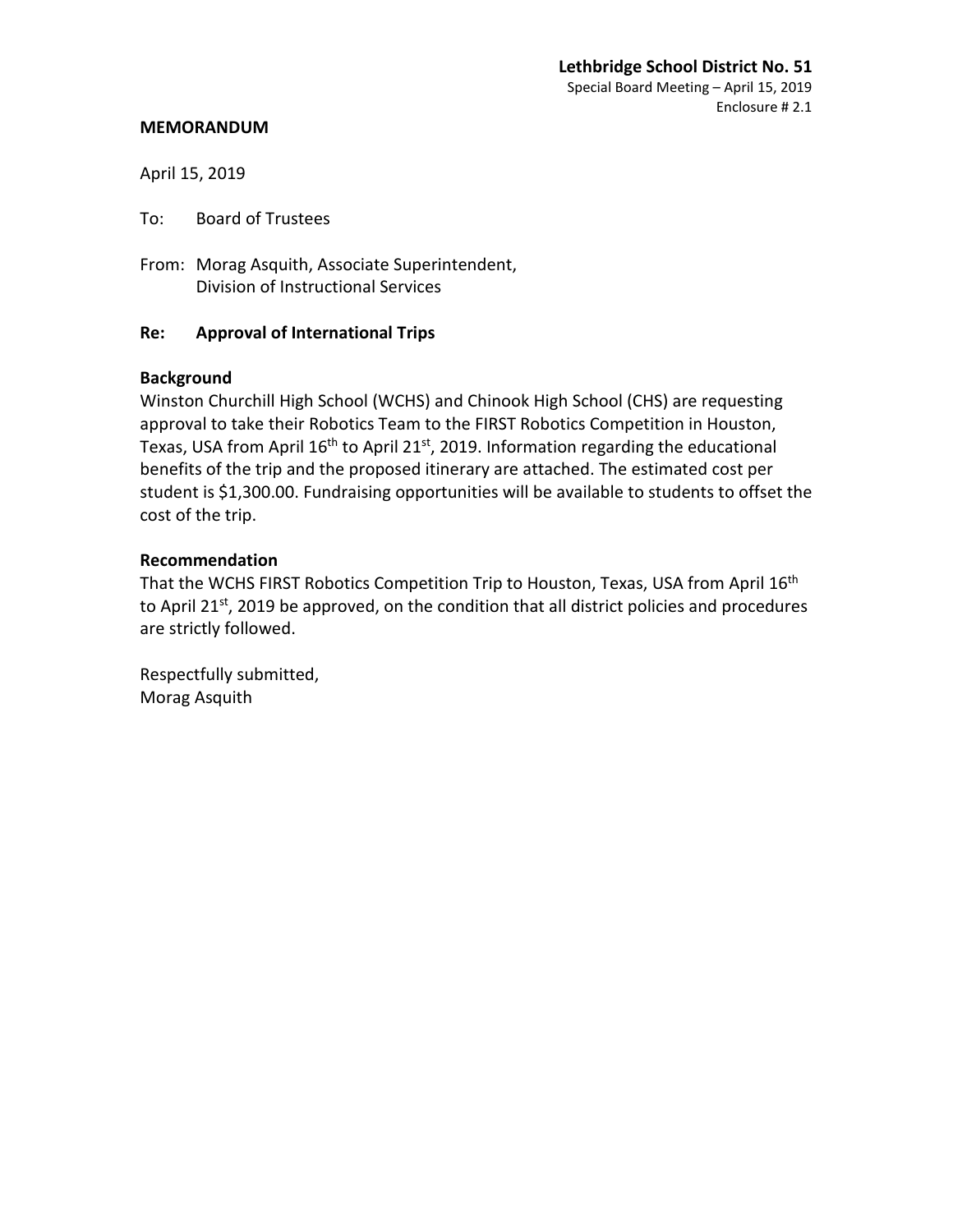**Lethbridge School District No. 51**
Special Board Meeting – April 15, 2019
Enclosure # 2.1

**MEMORANDUM**

April 15, 2019

To: Board of Trustees

From: Morag Asquith, Associate Superintendent,
Division of Instructional Services

**Re: Approval of International Trips**

**Background**

Winston Churchill High School (WCHS) and Chinook High School (CHS) are requesting approval to take their Robotics Team to the FIRST Robotics Competition in Houston, Texas, USA from April 16th to April 21st, 2019. Information regarding the educational benefits of the trip and the proposed itinerary are attached. The estimated cost per student is $1,300.00. Fundraising opportunities will be available to students to offset the cost of the trip.

**Recommendation**

That the WCHS FIRST Robotics Competition Trip to Houston, Texas, USA from April 16th to April 21st, 2019 be approved, on the condition that all district policies and procedures are strictly followed.

Respectfully submitted,
Morag Asquith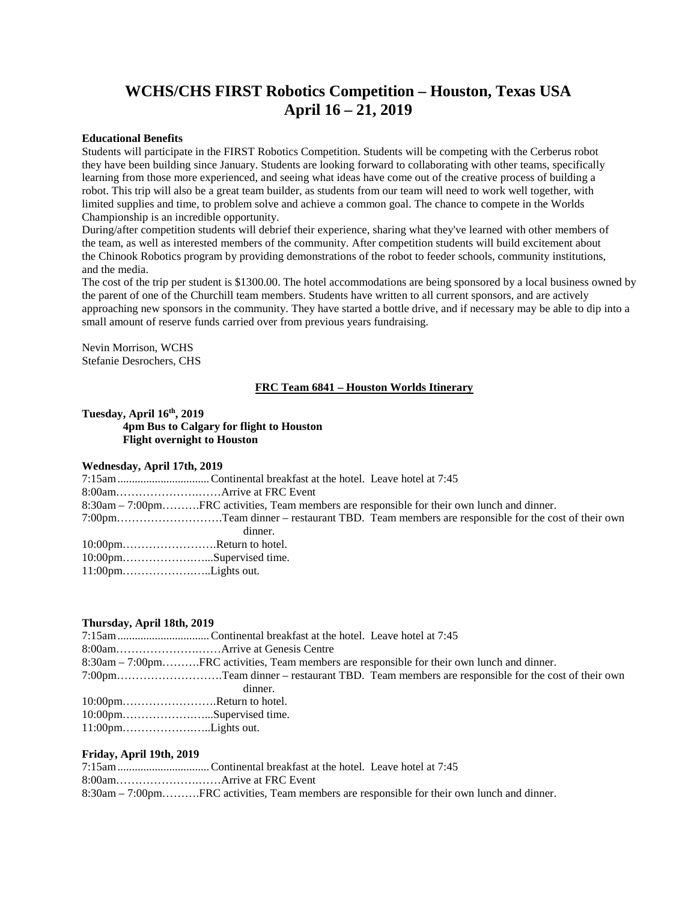# WCHS/CHS FIRST Robotics Competition – Houston, Texas USA
# April 16 – 21, 2019

**Educational Benefits**

Students will participate in the FIRST Robotics Competition. Students will be competing with the Cerberus robot they have been building since January. Students are looking forward to collaborating with other teams, specifically learning from those more experienced, and seeing what ideas have come out of the creative process of building a robot. This trip will also be a great team builder, as students from our team will need to work well together, with limited supplies and time, to problem solve and achieve a common goal. The chance to compete in the Worlds Championship is an incredible opportunity.

During/after competition students will debrief their experience, sharing what they've learned with other members of the team, as well as interested members of the community. After competition students will build excitement about the Chinook Robotics program by providing demonstrations of the robot to feeder schools, community institutions, and the media.

The cost of the trip per student is $1300.00. The hotel accommodations are being sponsored by a local business owned by the parent of one of the Churchill team members. Students have written to all current sponsors, and are actively approaching new sponsors in the community. They have started a bottle drive, and if necessary may be able to dip into a small amount of reserve funds carried over from previous years fundraising.

Nevin Morrison, WCHS
Stefanie Desrochers, CHS

## FRC Team 6841 – Houston Worlds Itinerary

**Tuesday, April 16th, 2019**

**4pm Bus to Calgary for flight to Houston**
**Flight overnight to Houston**

**Wednesday, April 17th, 2019**

7:15am................................Continental breakfast at the hotel. Leave hotel at 7:45
8:00am……………………….Arrive at FRC Event
8:30am – 7:00pm……….FRC activities, Team members are responsible for their own lunch and dinner.
7:00pm……………………….Team dinner – restaurant TBD. Team members are responsible for the cost of their own dinner.
10:00pm…………………….Return to hotel.
10:00pm…………………...Supervised time.
11:00pm…………………..Lights out.

**Thursday, April 18th, 2019**

7:15am................................Continental breakfast at the hotel. Leave hotel at 7:45
8:00am……………………….Arrive at Genesis Centre
8:30am – 7:00pm……….FRC activities, Team members are responsible for their own lunch and dinner.
7:00pm……………………….Team dinner – restaurant TBD. Team members are responsible for the cost of their own dinner.
10:00pm…………………….Return to hotel.
10:00pm…………………...Supervised time.
11:00pm…………………..Lights out.

**Friday, April 19th, 2019**

7:15am................................Continental breakfast at the hotel. Leave hotel at 7:45
8:00am……………………….Arrive at FRC Event
8:30am – 7:00pm……….FRC activities, Team members are responsible for their own lunch and dinner.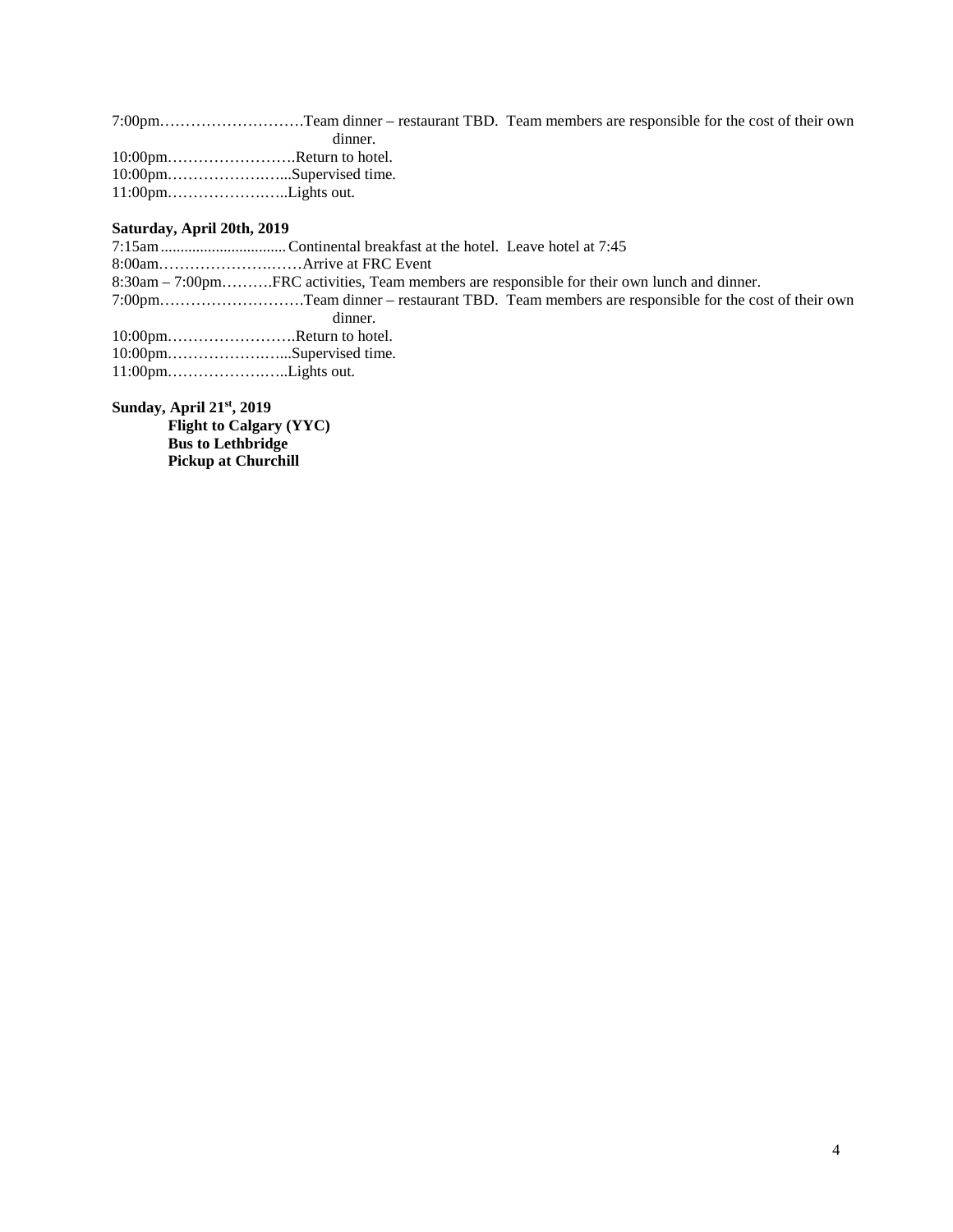7:00pm………………………Team dinner – restaurant TBD. Team members are responsible for the cost of their own dinner.
10:00pm…………………….Return to hotel.
10:00pm…………………...Supervised time.
11:00pm…………………..Lights out.

**Saturday, April 20th, 2019**

7:15am................................Continental breakfast at the hotel. Leave hotel at 7:45
8:00am………………….……Arrive at FRC Event
8:30am – 7:00pm……….FRC activities, Team members are responsible for their own lunch and dinner.
7:00pm………………………Team dinner – restaurant TBD. Team members are responsible for the cost of their own dinner.
10:00pm…………………….Return to hotel.
10:00pm…………………...Supervised time.
11:00pm…………………..Lights out.

**Sunday, April 21st, 2019**

**Flight to Calgary (YYC)**
**Bus to Lethbridge**
**Pickup at Churchill**